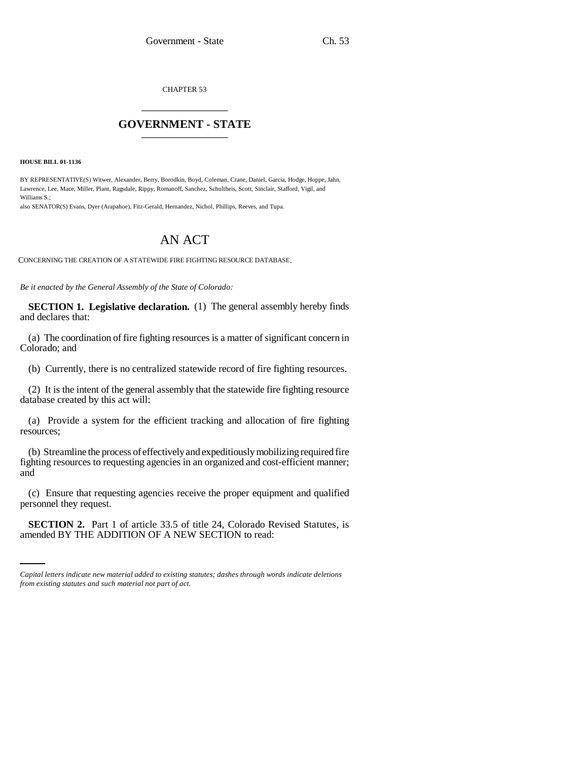CHAPTER 53

# GOVERNMENT - STATE

**HOUSE BILL 01-1136**

BY REPRESENTATIVE(S) Witwer, Alexander, Berry, Borodkin, Boyd, Coleman, Crane, Daniel, Garcia, Hodge, Hoppe, Jahn, Lawrence, Lee, Mace, Miller, Plant, Ragsdale, Rippy, Romanoff, Sanchez, Schultheis, Scott, Sinclair, Stafford, Vigil, and Williams S.;
also SENATOR(S) Evans, Dyer (Arapahoe), Fitz-Gerald, Hernandez, Nichol, Phillips, Reeves, and Tupa.

# AN ACT

CONCERNING THE CREATION OF A STATEWIDE FIRE FIGHTING RESOURCE DATABASE.

*Be it enacted by the General Assembly of the State of Colorado:*

**SECTION 1. Legislative declaration.** (1) The general assembly hereby finds and declares that:

(a) The coordination of fire fighting resources is a matter of significant concern in Colorado; and

(b) Currently, there is no centralized statewide record of fire fighting resources.

(2) It is the intent of the general assembly that the statewide fire fighting resource database created by this act will:

(a) Provide a system for the efficient tracking and allocation of fire fighting resources;

(b) Streamline the process of effectively and expeditiously mobilizing required fire fighting resources to requesting agencies in an organized and cost-efficient manner; and

(c) Ensure that requesting agencies receive the proper equipment and qualified personnel they request.

**SECTION 2.** Part 1 of article 33.5 of title 24, Colorado Revised Statutes, is amended BY THE ADDITION OF A NEW SECTION to read:

*Capital letters indicate new material added to existing statutes; dashes through words indicate deletions from existing statutes and such material not part of act.*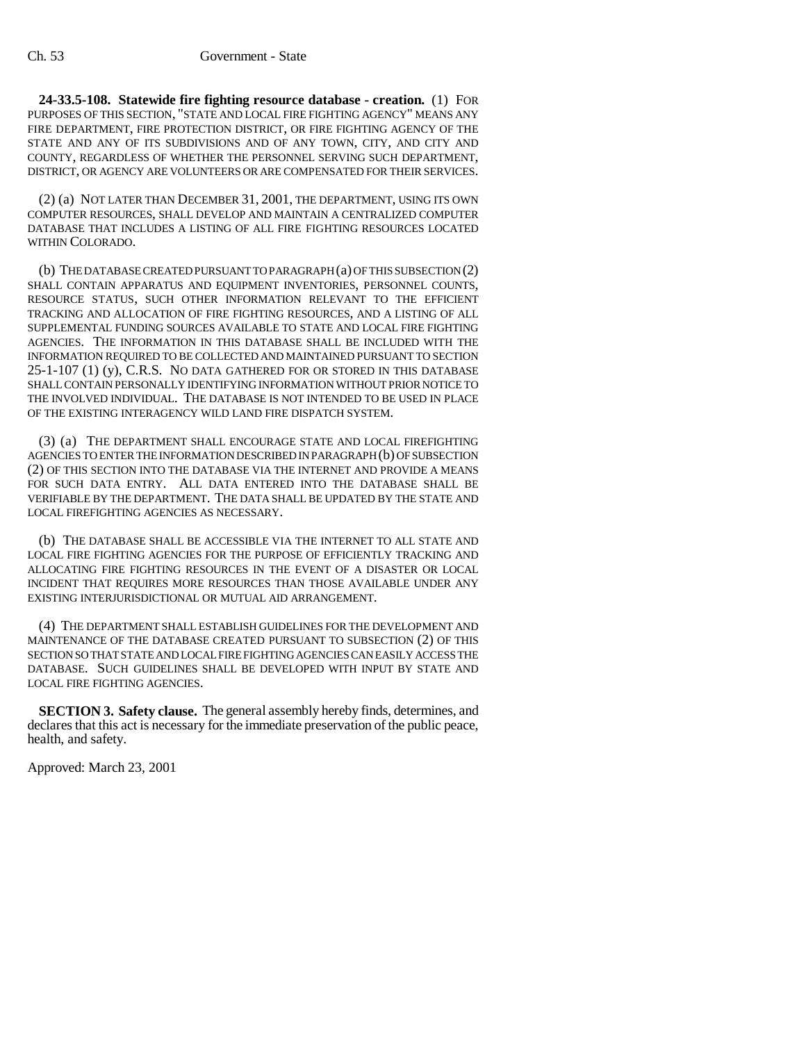**24-33.5-108. Statewide fire fighting resource database - creation.** (1) FOR PURPOSES OF THIS SECTION, "STATE AND LOCAL FIRE FIGHTING AGENCY" MEANS ANY FIRE DEPARTMENT, FIRE PROTECTION DISTRICT, OR FIRE FIGHTING AGENCY OF THE STATE AND ANY OF ITS SUBDIVISIONS AND OF ANY TOWN, CITY, AND CITY AND COUNTY, REGARDLESS OF WHETHER THE PERSONNEL SERVING SUCH DEPARTMENT, DISTRICT, OR AGENCY ARE VOLUNTEERS OR ARE COMPENSATED FOR THEIR SERVICES.

(2) (a) NOT LATER THAN DECEMBER 31, 2001, THE DEPARTMENT, USING ITS OWN COMPUTER RESOURCES, SHALL DEVELOP AND MAINTAIN A CENTRALIZED COMPUTER DATABASE THAT INCLUDES A LISTING OF ALL FIRE FIGHTING RESOURCES LOCATED WITHIN COLORADO.

(b) THE DATABASE CREATED PURSUANT TO PARAGRAPH (a) OF THIS SUBSECTION (2) SHALL CONTAIN APPARATUS AND EQUIPMENT INVENTORIES, PERSONNEL COUNTS, RESOURCE STATUS, SUCH OTHER INFORMATION RELEVANT TO THE EFFICIENT TRACKING AND ALLOCATION OF FIRE FIGHTING RESOURCES, AND A LISTING OF ALL SUPPLEMENTAL FUNDING SOURCES AVAILABLE TO STATE AND LOCAL FIRE FIGHTING AGENCIES. THE INFORMATION IN THIS DATABASE SHALL BE INCLUDED WITH THE INFORMATION REQUIRED TO BE COLLECTED AND MAINTAINED PURSUANT TO SECTION 25-1-107 (1) (y), C.R.S. NO DATA GATHERED FOR OR STORED IN THIS DATABASE SHALL CONTAIN PERSONALLY IDENTIFYING INFORMATION WITHOUT PRIOR NOTICE TO THE INVOLVED INDIVIDUAL. THE DATABASE IS NOT INTENDED TO BE USED IN PLACE OF THE EXISTING INTERAGENCY WILD LAND FIRE DISPATCH SYSTEM.

(3) (a) THE DEPARTMENT SHALL ENCOURAGE STATE AND LOCAL FIREFIGHTING AGENCIES TO ENTER THE INFORMATION DESCRIBED IN PARAGRAPH (b) OF SUBSECTION (2) OF THIS SECTION INTO THE DATABASE VIA THE INTERNET AND PROVIDE A MEANS FOR SUCH DATA ENTRY. ALL DATA ENTERED INTO THE DATABASE SHALL BE VERIFIABLE BY THE DEPARTMENT. THE DATA SHALL BE UPDATED BY THE STATE AND LOCAL FIREFIGHTING AGENCIES AS NECESSARY.

(b) THE DATABASE SHALL BE ACCESSIBLE VIA THE INTERNET TO ALL STATE AND LOCAL FIRE FIGHTING AGENCIES FOR THE PURPOSE OF EFFICIENTLY TRACKING AND ALLOCATING FIRE FIGHTING RESOURCES IN THE EVENT OF A DISASTER OR LOCAL INCIDENT THAT REQUIRES MORE RESOURCES THAN THOSE AVAILABLE UNDER ANY EXISTING INTERJURISDICTIONAL OR MUTUAL AID ARRANGEMENT.

(4) THE DEPARTMENT SHALL ESTABLISH GUIDELINES FOR THE DEVELOPMENT AND MAINTENANCE OF THE DATABASE CREATED PURSUANT TO SUBSECTION (2) OF THIS SECTION SO THAT STATE AND LOCAL FIRE FIGHTING AGENCIES CAN EASILY ACCESS THE DATABASE. SUCH GUIDELINES SHALL BE DEVELOPED WITH INPUT BY STATE AND LOCAL FIRE FIGHTING AGENCIES.

**SECTION 3. Safety clause.** The general assembly hereby finds, determines, and declares that this act is necessary for the immediate preservation of the public peace, health, and safety.

Approved: March 23, 2001